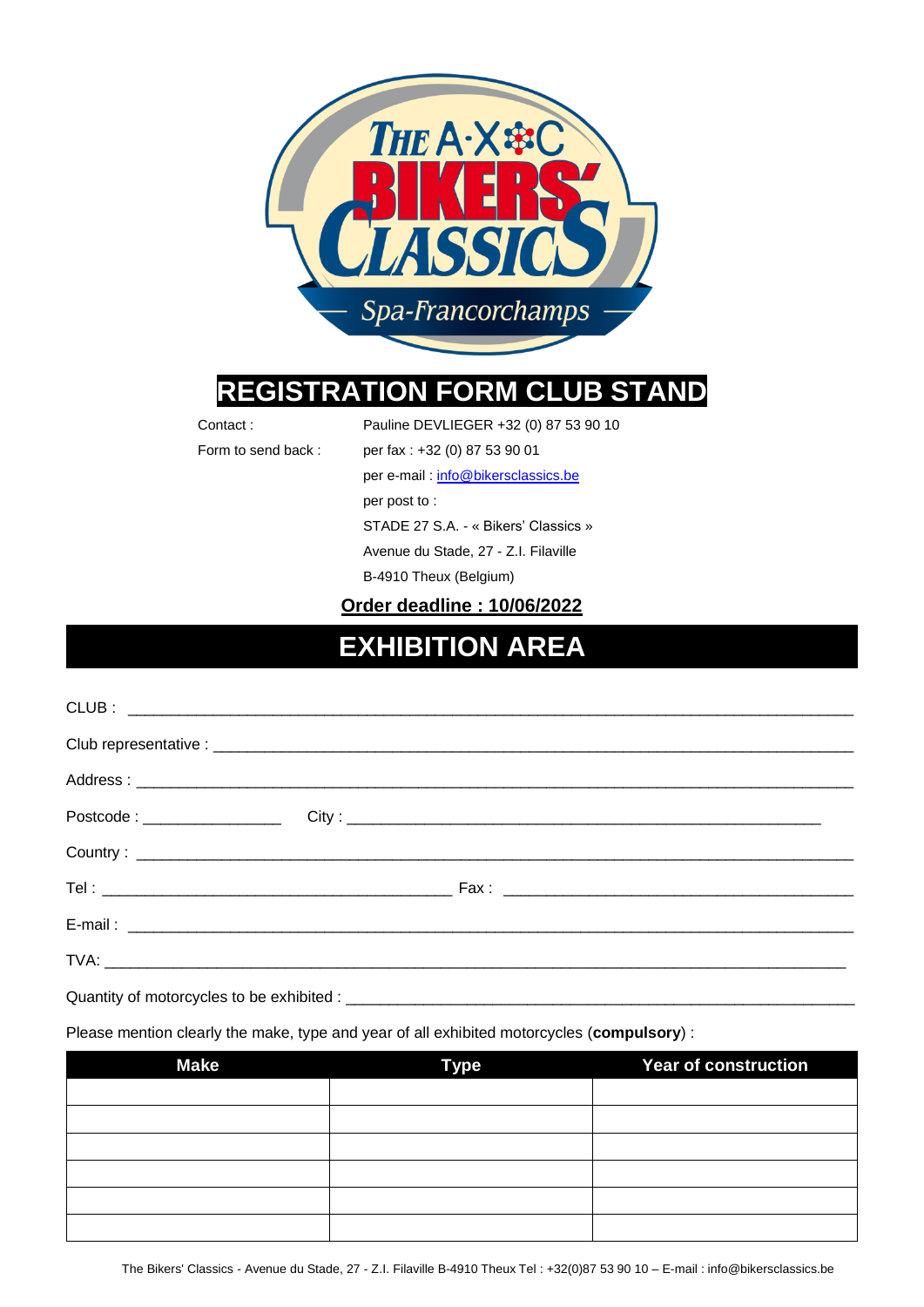# REGISTRATION FORM CLUB STAND

Contact : Pauline DEVLIEGER +32 (0) 87 53 90 10

Form to send back : per fax : +32 (0) 87 53 90 01

per e-mail : info@bikersclassics.be

per post to :

STADE 27 S.A. - « Bikers' Classics »

Avenue du Stade, 27 - Z.I. Filaville

B-4910 Theux (Belgium)

**Order deadline : 10/06/2022**

## EXHIBITION AREA

CLUB : ______________________________________________________________________________

Club representative : ______________________________________________________________

Address : ___________________________________________________________________________

Postcode : _______________ City : ___________________________________________________

Country : ___________________________________________________________________________

Tel : ______________________________________ Fax : _______________________________________

E-mail : ____________________________________________________________________________

TVA: _______________________________________________________________________________

Quantity of motorcycles to be exhibited : _____________________________________________

Please mention clearly the make, type and year of all exhibited motorcycles (**compulsory**) :

| Make | Type | Year of construction |
| --- | --- | --- |
| | | |
| | | |
| | | |
| | | |
| | | |
| | | |

The Bikers' Classics - Avenue du Stade, 27 - Z.I. Filaville B-4910 Theux Tel : +32(0)87 53 90 10 – E-mail : info@bikersclassics.be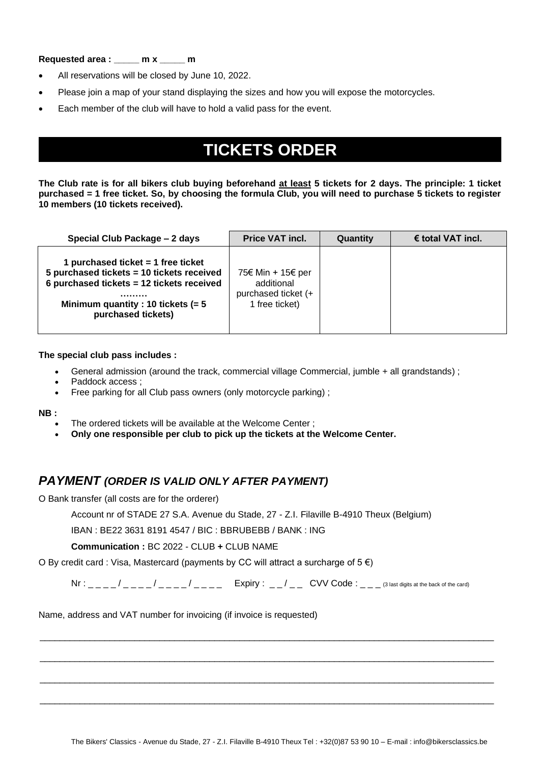**Requested area : _____ m x _____ m**

- All reservations will be closed by June 10, 2022.
- Please join a map of your stand displaying the sizes and how you will expose the motorcycles.
- Each member of the club will have to hold a valid pass for the event.

# TICKETS ORDER

**The Club rate is for all bikers club buying beforehand <u>at least</u> 5 tickets for 2 days. The principle: 1 ticket purchased = 1 free ticket. So, by choosing the formula Club, you will need to purchase 5 tickets to register 10 members (10 tickets received).**

| Special Club Package – 2 days | Price VAT incl. | Quantity | € total VAT incl. |
|---|---|---|---|
| **1 purchased ticket = 1 free ticket**<br>**5 purchased tickets = 10 tickets received**<br>**6 purchased tickets = 12 tickets received**<br>**………**<br>**Minimum quantity : 10 tickets (= 5 purchased tickets)** | 75€ Min + 15€ per additional purchased ticket (+ 1 free ticket) | | |

**The special club pass includes :**

- General admission (around the track, commercial village Commercial, jumble + all grandstands) ;
- Paddock access ;
- Free parking for all Club pass owners (only motorcycle parking) ;

**NB :**

- The ordered tickets will be available at the Welcome Center ;
- **Only one responsible per club to pick up the tickets at the Welcome Center.**

## *PAYMENT (ORDER IS VALID ONLY AFTER PAYMENT)*

O Bank transfer (all costs are for the orderer)

Account nr of STADE 27 S.A. Avenue du Stade, 27 - Z.I. Filaville B-4910 Theux (Belgium)

IBAN : BE22 3631 8191 4547 / BIC : BBRUBEBB / BANK : ING

**Communication :** BC 2022 - CLUB **+** CLUB NAME

O By credit card : Visa, Mastercard (payments by CC will attract a surcharge of 5 €)

Nr : _ _ _ _ / _ _ _ _ / _ _ _ _ / _ _ _ _ Expiry : _ _ / _ _ CVV Code : _ _ _ (3 last digits at the back of the card)

Name, address and VAT number for invoicing (if invoice is requested)

_____________________________________________________________________________

_____________________________________________________________________________

_____________________________________________________________________________

_____________________________________________________________________________

The Bikers' Classics - Avenue du Stade, 27 - Z.I. Filaville B-4910 Theux Tel : +32(0)87 53 90 10 – E-mail : info@bikersclassics.be